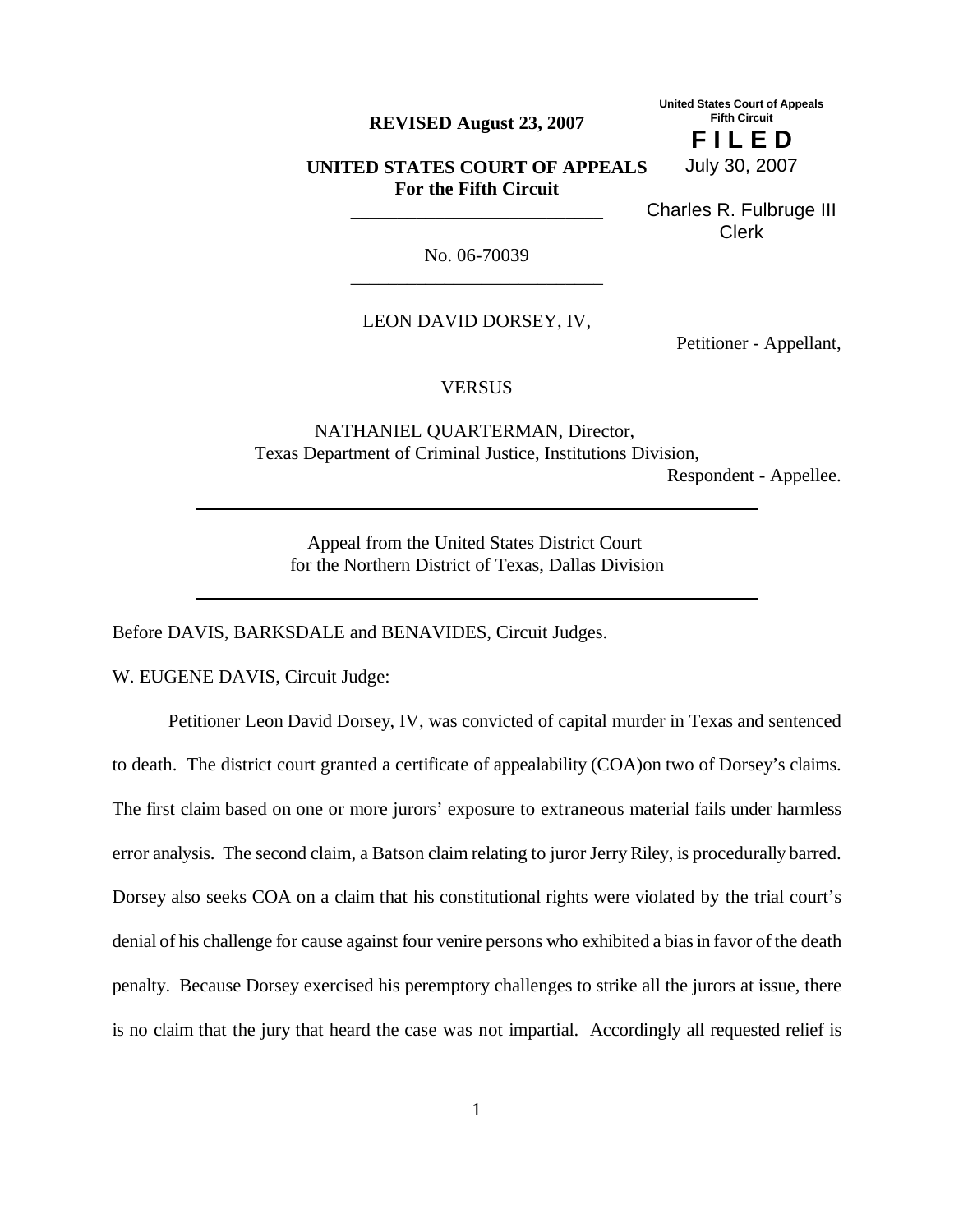**REVISED August 23, 2007**

United States Court of Appeals
Fifth Circuit

**F I L E D**

July 30, 2007

Charles R. Fulbruge III
Clerk

**UNITED STATES COURT OF APPEALS**
**For the Fifth Circuit**

---

No. 06-70039

---

LEON DAVID DORSEY, IV,

Petitioner - Appellant,

VERSUS

NATHANIEL QUARTERMAN, Director,
Texas Department of Criminal Justice, Institutions Division,

Respondent - Appellee.

---

Appeal from the United States District Court
for the Northern District of Texas, Dallas Division

---

Before DAVIS, BARKSDALE and BENAVIDES, Circuit Judges.

W. EUGENE DAVIS, Circuit Judge:

Petitioner Leon David Dorsey, IV, was convicted of capital murder in Texas and sentenced to death. The district court granted a certificate of appealability (COA)on two of Dorsey's claims. The first claim based on one or more jurors' exposure to extraneous material fails under harmless error analysis. The second claim, a Batson claim relating to juror Jerry Riley, is procedurally barred. Dorsey also seeks COA on a claim that his constitutional rights were violated by the trial court's denial of his challenge for cause against four venire persons who exhibited a bias in favor of the death penalty. Because Dorsey exercised his peremptory challenges to strike all the jurors at issue, there is no claim that the jury that heard the case was not impartial. Accordingly all requested relief is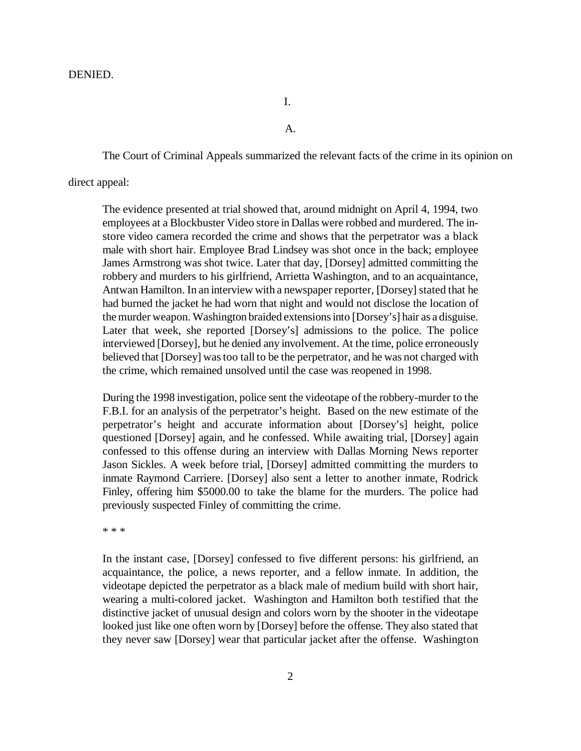DENIED.

I.

A.

The Court of Criminal Appeals summarized the relevant facts of the crime in its opinion on direct appeal:

> The evidence presented at trial showed that, around midnight on April 4, 1994, two employees at a Blockbuster Video store in Dallas were robbed and murdered. The in-store video camera recorded the crime and shows that the perpetrator was a black male with short hair. Employee Brad Lindsey was shot once in the back; employee James Armstrong was shot twice. Later that day, [Dorsey] admitted committing the robbery and murders to his girlfriend, Arrietta Washington, and to an acquaintance, Antwan Hamilton. In an interview with a newspaper reporter, [Dorsey] stated that he had burned the jacket he had worn that night and would not disclose the location of the murder weapon. Washington braided extensions into [Dorsey's] hair as a disguise. Later that week, she reported [Dorsey's] admissions to the police. The police interviewed [Dorsey], but he denied any involvement. At the time, police erroneously believed that [Dorsey] was too tall to be the perpetrator, and he was not charged with the crime, which remained unsolved until the case was reopened in 1998.
>
> During the 1998 investigation, police sent the videotape of the robbery-murder to the F.B.I. for an analysis of the perpetrator's height. Based on the new estimate of the perpetrator's height and accurate information about [Dorsey's] height, police questioned [Dorsey] again, and he confessed. While awaiting trial, [Dorsey] again confessed to this offense during an interview with Dallas Morning News reporter Jason Sickles. A week before trial, [Dorsey] admitted committing the murders to inmate Raymond Carriere. [Dorsey] also sent a letter to another inmate, Rodrick Finley, offering him $5000.00 to take the blame for the murders. The police had previously suspected Finley of committing the crime.
>
> * * *
>
> In the instant case, [Dorsey] confessed to five different persons: his girlfriend, an acquaintance, the police, a news reporter, and a fellow inmate. In addition, the videotape depicted the perpetrator as a black male of medium build with short hair, wearing a multi-colored jacket. Washington and Hamilton both testified that the distinctive jacket of unusual design and colors worn by the shooter in the videotape looked just like one often worn by [Dorsey] before the offense. They also stated that they never saw [Dorsey] wear that particular jacket after the offense. Washington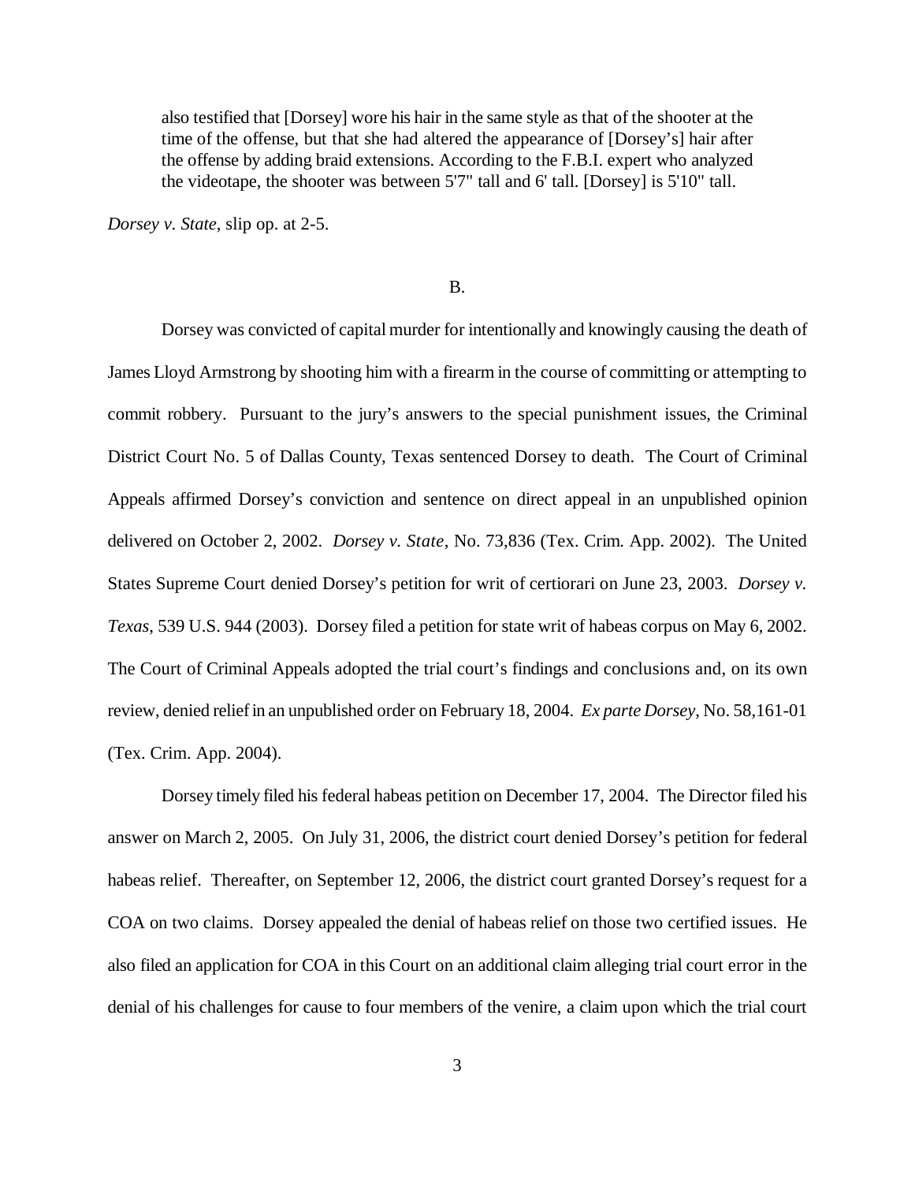> also testified that [Dorsey] wore his hair in the same style as that of the shooter at the time of the offense, but that she had altered the appearance of [Dorsey's] hair after the offense by adding braid extensions. According to the F.B.I. expert who analyzed the videotape, the shooter was between 5'7" tall and 6' tall. [Dorsey] is 5'10" tall.

*Dorsey v. State*, slip op. at 2-5.

B.

Dorsey was convicted of capital murder for intentionally and knowingly causing the death of James Lloyd Armstrong by shooting him with a firearm in the course of committing or attempting to commit robbery. Pursuant to the jury's answers to the special punishment issues, the Criminal District Court No. 5 of Dallas County, Texas sentenced Dorsey to death. The Court of Criminal Appeals affirmed Dorsey's conviction and sentence on direct appeal in an unpublished opinion delivered on October 2, 2002. *Dorsey v. State*, No. 73,836 (Tex. Crim. App. 2002). The United States Supreme Court denied Dorsey's petition for writ of certiorari on June 23, 2003. *Dorsey v. Texas*, 539 U.S. 944 (2003). Dorsey filed a petition for state writ of habeas corpus on May 6, 2002. The Court of Criminal Appeals adopted the trial court's findings and conclusions and, on its own review, denied relief in an unpublished order on February 18, 2004. *Ex parte Dorsey*, No. 58,161-01 (Tex. Crim. App. 2004).

Dorsey timely filed his federal habeas petition on December 17, 2004. The Director filed his answer on March 2, 2005. On July 31, 2006, the district court denied Dorsey's petition for federal habeas relief. Thereafter, on September 12, 2006, the district court granted Dorsey's request for a COA on two claims. Dorsey appealed the denial of habeas relief on those two certified issues. He also filed an application for COA in this Court on an additional claim alleging trial court error in the denial of his challenges for cause to four members of the venire, a claim upon which the trial court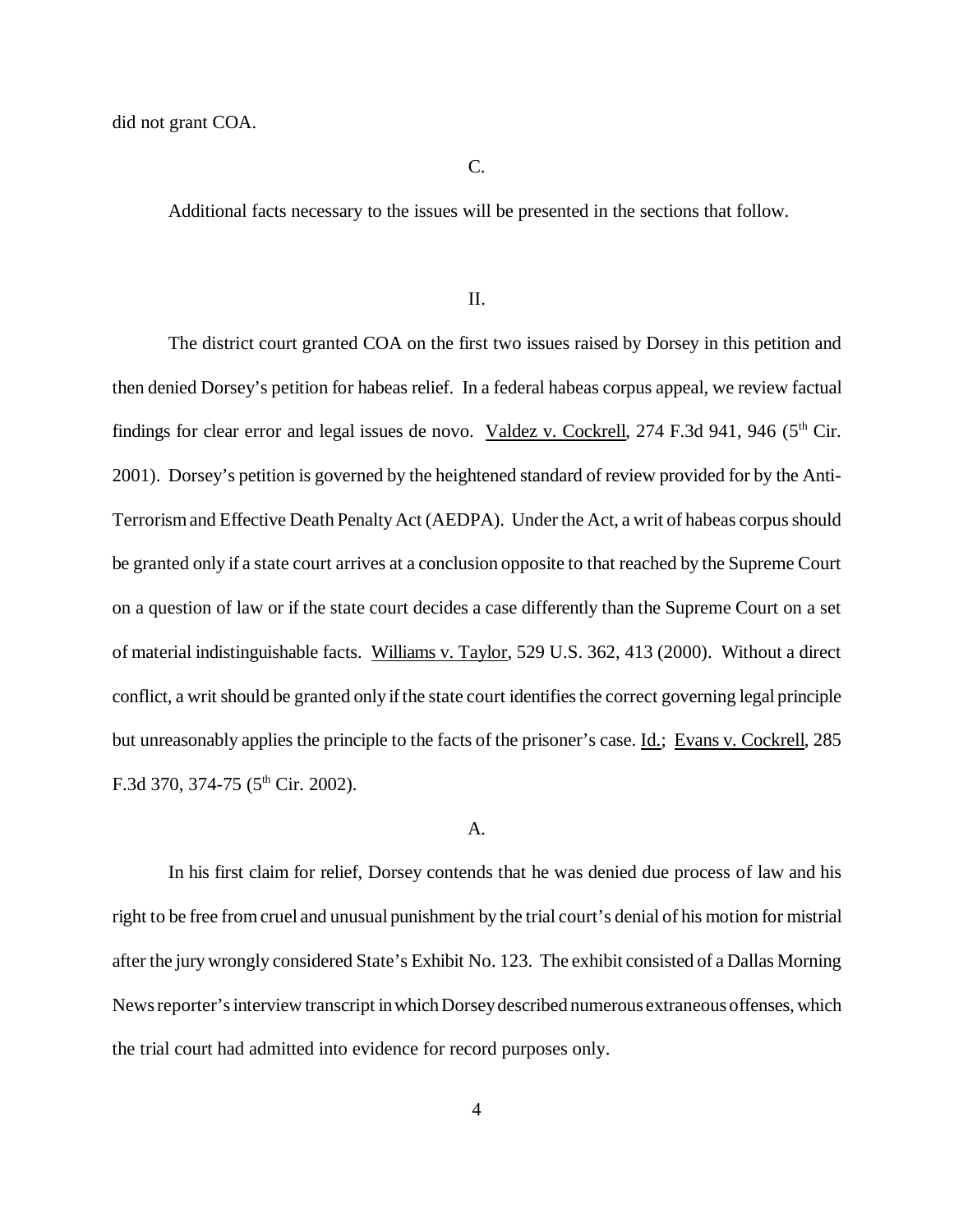did not grant COA.

C.

Additional facts necessary to the issues will be presented in the sections that follow.

II.

The district court granted COA on the first two issues raised by Dorsey in this petition and then denied Dorsey's petition for habeas relief. In a federal habeas corpus appeal, we review factual findings for clear error and legal issues de novo. Valdez v. Cockrell, 274 F.3d 941, 946 (5th Cir. 2001). Dorsey's petition is governed by the heightened standard of review provided for by the Anti-Terrorism and Effective Death Penalty Act (AEDPA). Under the Act, a writ of habeas corpus should be granted only if a state court arrives at a conclusion opposite to that reached by the Supreme Court on a question of law or if the state court decides a case differently than the Supreme Court on a set of material indistinguishable facts. Williams v. Taylor, 529 U.S. 362, 413 (2000). Without a direct conflict, a writ should be granted only if the state court identifies the correct governing legal principle but unreasonably applies the principle to the facts of the prisoner's case. Id.; Evans v. Cockrell, 285 F.3d 370, 374-75 (5th Cir. 2002).

A.

In his first claim for relief, Dorsey contends that he was denied due process of law and his right to be free from cruel and unusual punishment by the trial court's denial of his motion for mistrial after the jury wrongly considered State's Exhibit No. 123. The exhibit consisted of a Dallas Morning News reporter's interview transcript in which Dorsey described numerous extraneous offenses, which the trial court had admitted into evidence for record purposes only.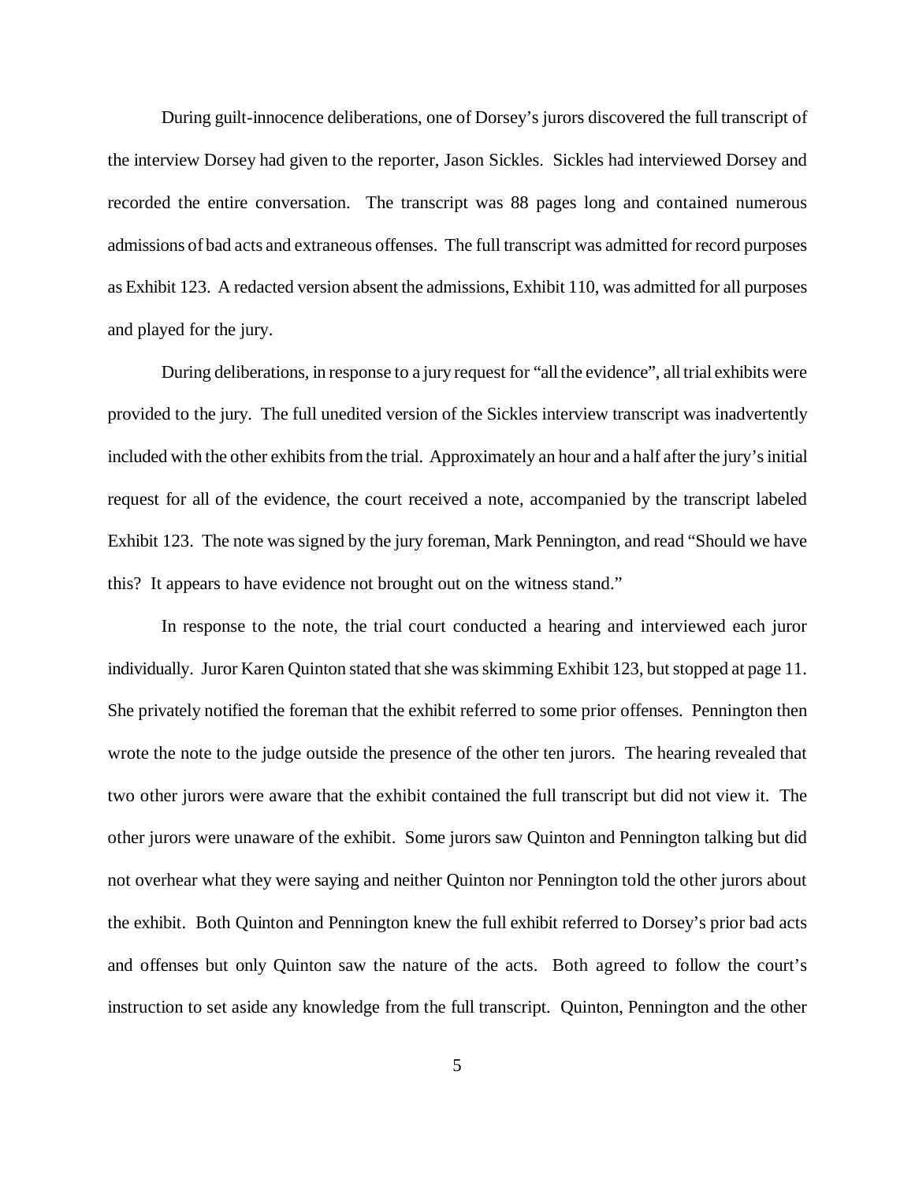During guilt-innocence deliberations, one of Dorsey's jurors discovered the full transcript of the interview Dorsey had given to the reporter, Jason Sickles. Sickles had interviewed Dorsey and recorded the entire conversation. The transcript was 88 pages long and contained numerous admissions of bad acts and extraneous offenses. The full transcript was admitted for record purposes as Exhibit 123. A redacted version absent the admissions, Exhibit 110, was admitted for all purposes and played for the jury.

During deliberations, in response to a jury request for "all the evidence", all trial exhibits were provided to the jury. The full unedited version of the Sickles interview transcript was inadvertently included with the other exhibits from the trial. Approximately an hour and a half after the jury's initial request for all of the evidence, the court received a note, accompanied by the transcript labeled Exhibit 123. The note was signed by the jury foreman, Mark Pennington, and read "Should we have this? It appears to have evidence not brought out on the witness stand."

In response to the note, the trial court conducted a hearing and interviewed each juror individually. Juror Karen Quinton stated that she was skimming Exhibit 123, but stopped at page 11. She privately notified the foreman that the exhibit referred to some prior offenses. Pennington then wrote the note to the judge outside the presence of the other ten jurors. The hearing revealed that two other jurors were aware that the exhibit contained the full transcript but did not view it. The other jurors were unaware of the exhibit. Some jurors saw Quinton and Pennington talking but did not overhear what they were saying and neither Quinton nor Pennington told the other jurors about the exhibit. Both Quinton and Pennington knew the full exhibit referred to Dorsey's prior bad acts and offenses but only Quinton saw the nature of the acts. Both agreed to follow the court's instruction to set aside any knowledge from the full transcript. Quinton, Pennington and the other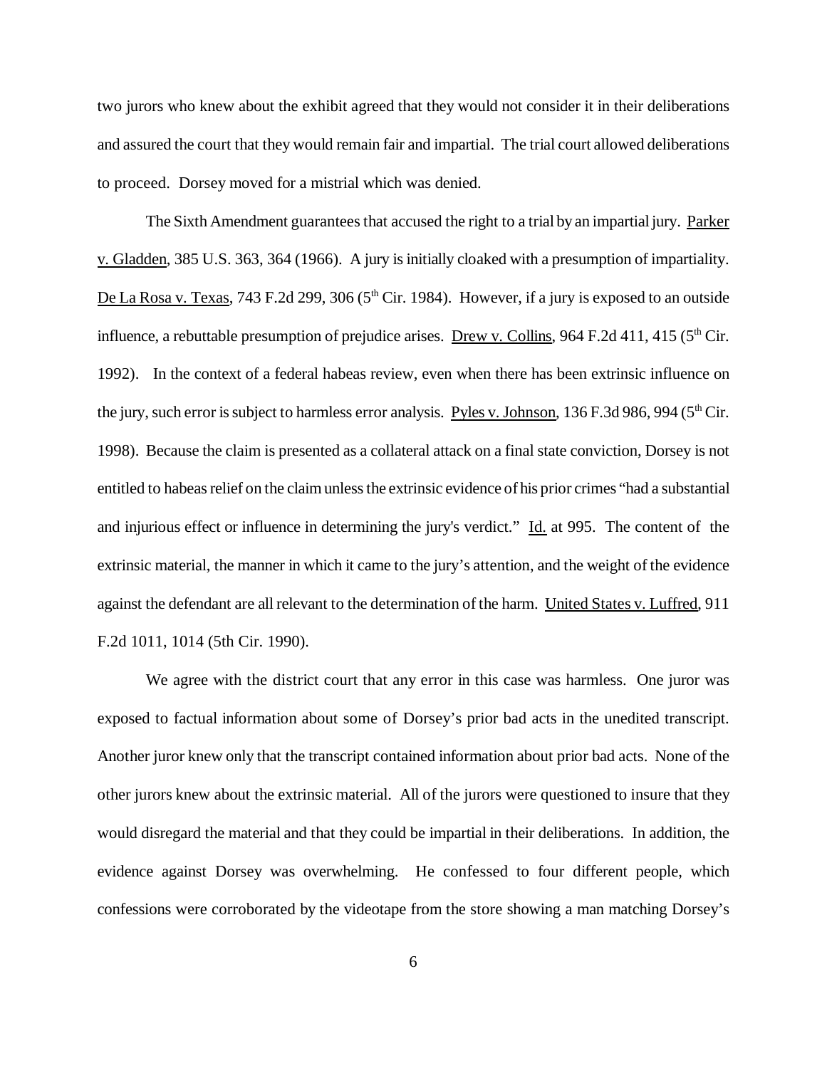two jurors who knew about the exhibit agreed that they would not consider it in their deliberations and assured the court that they would remain fair and impartial. The trial court allowed deliberations to proceed. Dorsey moved for a mistrial which was denied.

The Sixth Amendment guarantees that accused the right to a trial by an impartial jury. Parker v. Gladden, 385 U.S. 363, 364 (1966). A jury is initially cloaked with a presumption of impartiality. De La Rosa v. Texas, 743 F.2d 299, 306 (5th Cir. 1984). However, if a jury is exposed to an outside influence, a rebuttable presumption of prejudice arises. Drew v. Collins, 964 F.2d 411, 415 (5th Cir. 1992). In the context of a federal habeas review, even when there has been extrinsic influence on the jury, such error is subject to harmless error analysis. Pyles v. Johnson, 136 F.3d 986, 994 (5th Cir. 1998). Because the claim is presented as a collateral attack on a final state conviction, Dorsey is not entitled to habeas relief on the claim unless the extrinsic evidence of his prior crimes "had a substantial and injurious effect or influence in determining the jury's verdict." Id. at 995. The content of the extrinsic material, the manner in which it came to the jury's attention, and the weight of the evidence against the defendant are all relevant to the determination of the harm. United States v. Luffred, 911 F.2d 1011, 1014 (5th Cir. 1990).

We agree with the district court that any error in this case was harmless. One juror was exposed to factual information about some of Dorsey's prior bad acts in the unedited transcript. Another juror knew only that the transcript contained information about prior bad acts. None of the other jurors knew about the extrinsic material. All of the jurors were questioned to insure that they would disregard the material and that they could be impartial in their deliberations. In addition, the evidence against Dorsey was overwhelming. He confessed to four different people, which confessions were corroborated by the videotape from the store showing a man matching Dorsey's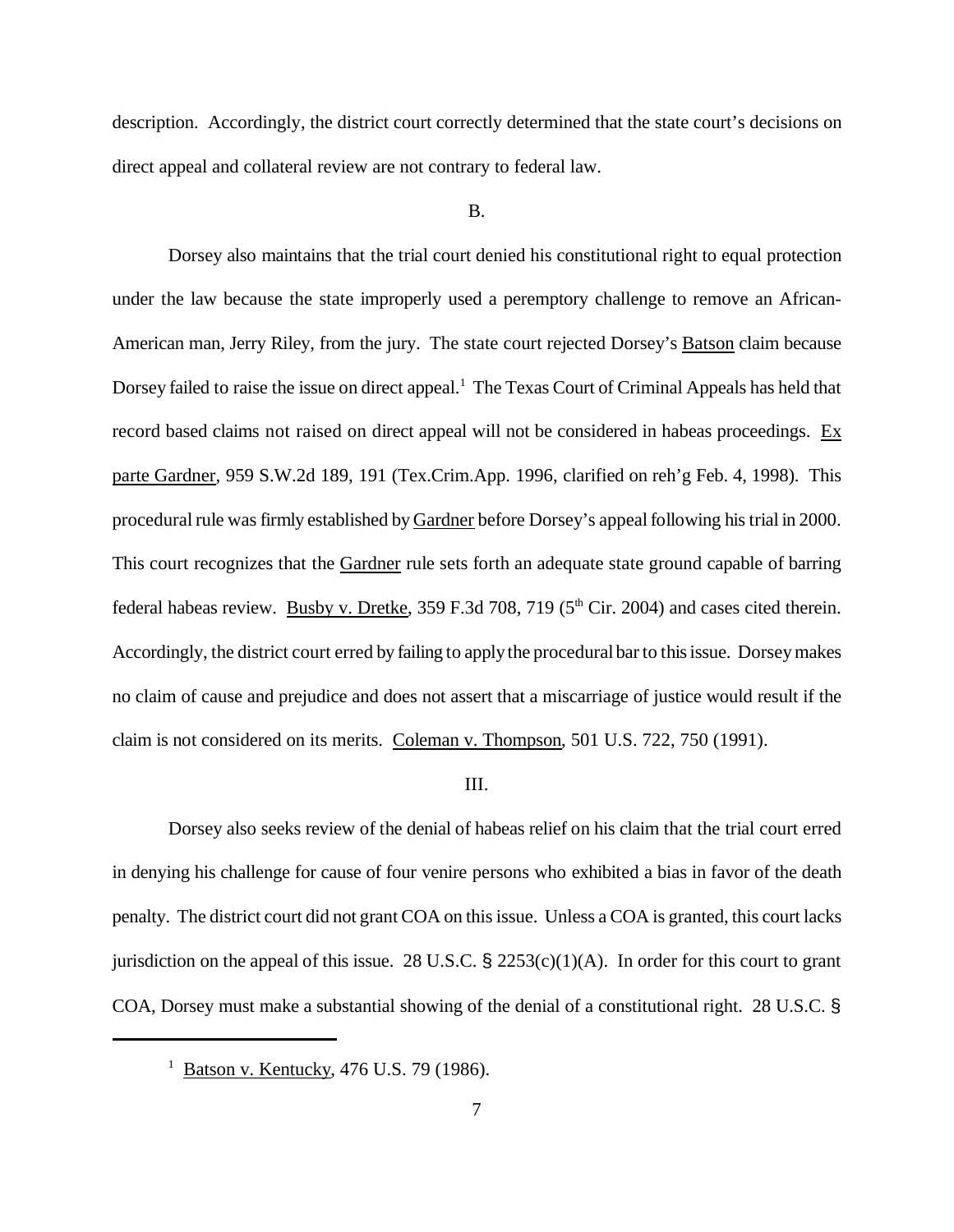description. Accordingly, the district court correctly determined that the state court's decisions on direct appeal and collateral review are not contrary to federal law.

B.

Dorsey also maintains that the trial court denied his constitutional right to equal protection under the law because the state improperly used a peremptory challenge to remove an African-American man, Jerry Riley, from the jury. The state court rejected Dorsey's Batson claim because Dorsey failed to raise the issue on direct appeal.[1] The Texas Court of Criminal Appeals has held that record based claims not raised on direct appeal will not be considered in habeas proceedings. Ex parte Gardner, 959 S.W.2d 189, 191 (Tex.Crim.App. 1996, clarified on reh'g Feb. 4, 1998). This procedural rule was firmly established by Gardner before Dorsey's appeal following his trial in 2000. This court recognizes that the Gardner rule sets forth an adequate state ground capable of barring federal habeas review. Busby v. Dretke, 359 F.3d 708, 719 (5th Cir. 2004) and cases cited therein. Accordingly, the district court erred by failing to apply the procedural bar to this issue. Dorsey makes no claim of cause and prejudice and does not assert that a miscarriage of justice would result if the claim is not considered on its merits. Coleman v. Thompson, 501 U.S. 722, 750 (1991).

III.

Dorsey also seeks review of the denial of habeas relief on his claim that the trial court erred in denying his challenge for cause of four venire persons who exhibited a bias in favor of the death penalty. The district court did not grant COA on this issue. Unless a COA is granted, this court lacks jurisdiction on the appeal of this issue. 28 U.S.C. § 2253(c)(1)(A). In order for this court to grant COA, Dorsey must make a substantial showing of the denial of a constitutional right. 28 U.S.C. §

[1] Batson v. Kentucky, 476 U.S. 79 (1986).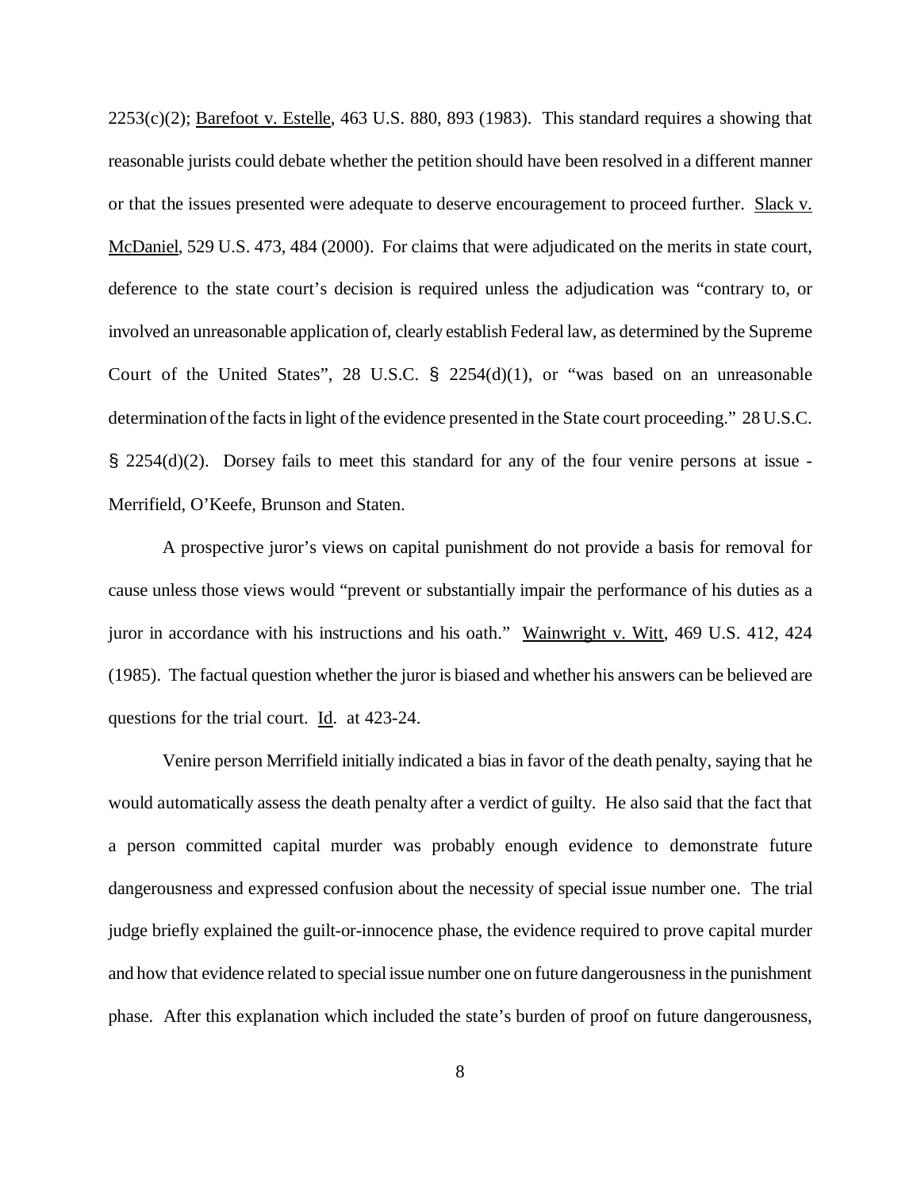2253(c)(2); Barefoot v. Estelle, 463 U.S. 880, 893 (1983). This standard requires a showing that reasonable jurists could debate whether the petition should have been resolved in a different manner or that the issues presented were adequate to deserve encouragement to proceed further. Slack v. McDaniel, 529 U.S. 473, 484 (2000). For claims that were adjudicated on the merits in state court, deference to the state court's decision is required unless the adjudication was "contrary to, or involved an unreasonable application of, clearly establish Federal law, as determined by the Supreme Court of the United States", 28 U.S.C. § 2254(d)(1), or "was based on an unreasonable determination of the facts in light of the evidence presented in the State court proceeding." 28 U.S.C. § 2254(d)(2). Dorsey fails to meet this standard for any of the four venire persons at issue - Merrifield, O'Keefe, Brunson and Staten.

A prospective juror's views on capital punishment do not provide a basis for removal for cause unless those views would "prevent or substantially impair the performance of his duties as a juror in accordance with his instructions and his oath." Wainwright v. Witt, 469 U.S. 412, 424 (1985). The factual question whether the juror is biased and whether his answers can be believed are questions for the trial court. Id. at 423-24.

Venire person Merrifield initially indicated a bias in favor of the death penalty, saying that he would automatically assess the death penalty after a verdict of guilty. He also said that the fact that a person committed capital murder was probably enough evidence to demonstrate future dangerousness and expressed confusion about the necessity of special issue number one. The trial judge briefly explained the guilt-or-innocence phase, the evidence required to prove capital murder and how that evidence related to special issue number one on future dangerousness in the punishment phase. After this explanation which included the state's burden of proof on future dangerousness,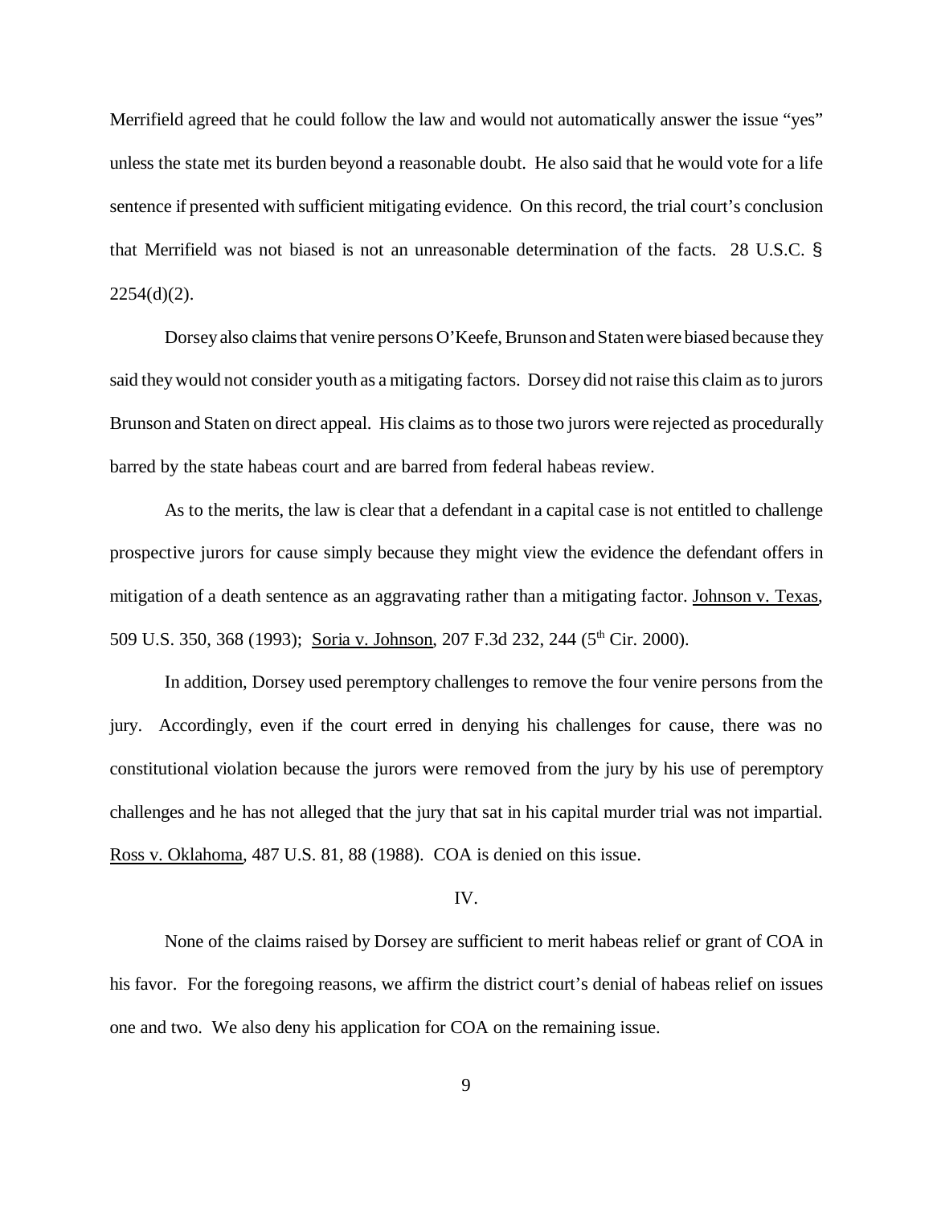Merrifield agreed that he could follow the law and would not automatically answer the issue "yes" unless the state met its burden beyond a reasonable doubt. He also said that he would vote for a life sentence if presented with sufficient mitigating evidence. On this record, the trial court's conclusion that Merrifield was not biased is not an unreasonable determination of the facts. 28 U.S.C. § 2254(d)(2).

Dorsey also claims that venire persons O'Keefe, Brunson and Staten were biased because they said they would not consider youth as a mitigating factors. Dorsey did not raise this claim as to jurors Brunson and Staten on direct appeal. His claims as to those two jurors were rejected as procedurally barred by the state habeas court and are barred from federal habeas review.

As to the merits, the law is clear that a defendant in a capital case is not entitled to challenge prospective jurors for cause simply because they might view the evidence the defendant offers in mitigation of a death sentence as an aggravating rather than a mitigating factor. Johnson v. Texas, 509 U.S. 350, 368 (1993); Soria v. Johnson, 207 F.3d 232, 244 (5th Cir. 2000).

In addition, Dorsey used peremptory challenges to remove the four venire persons from the jury. Accordingly, even if the court erred in denying his challenges for cause, there was no constitutional violation because the jurors were removed from the jury by his use of peremptory challenges and he has not alleged that the jury that sat in his capital murder trial was not impartial. Ross v. Oklahoma, 487 U.S. 81, 88 (1988). COA is denied on this issue.

IV.

None of the claims raised by Dorsey are sufficient to merit habeas relief or grant of COA in his favor. For the foregoing reasons, we affirm the district court's denial of habeas relief on issues one and two. We also deny his application for COA on the remaining issue.